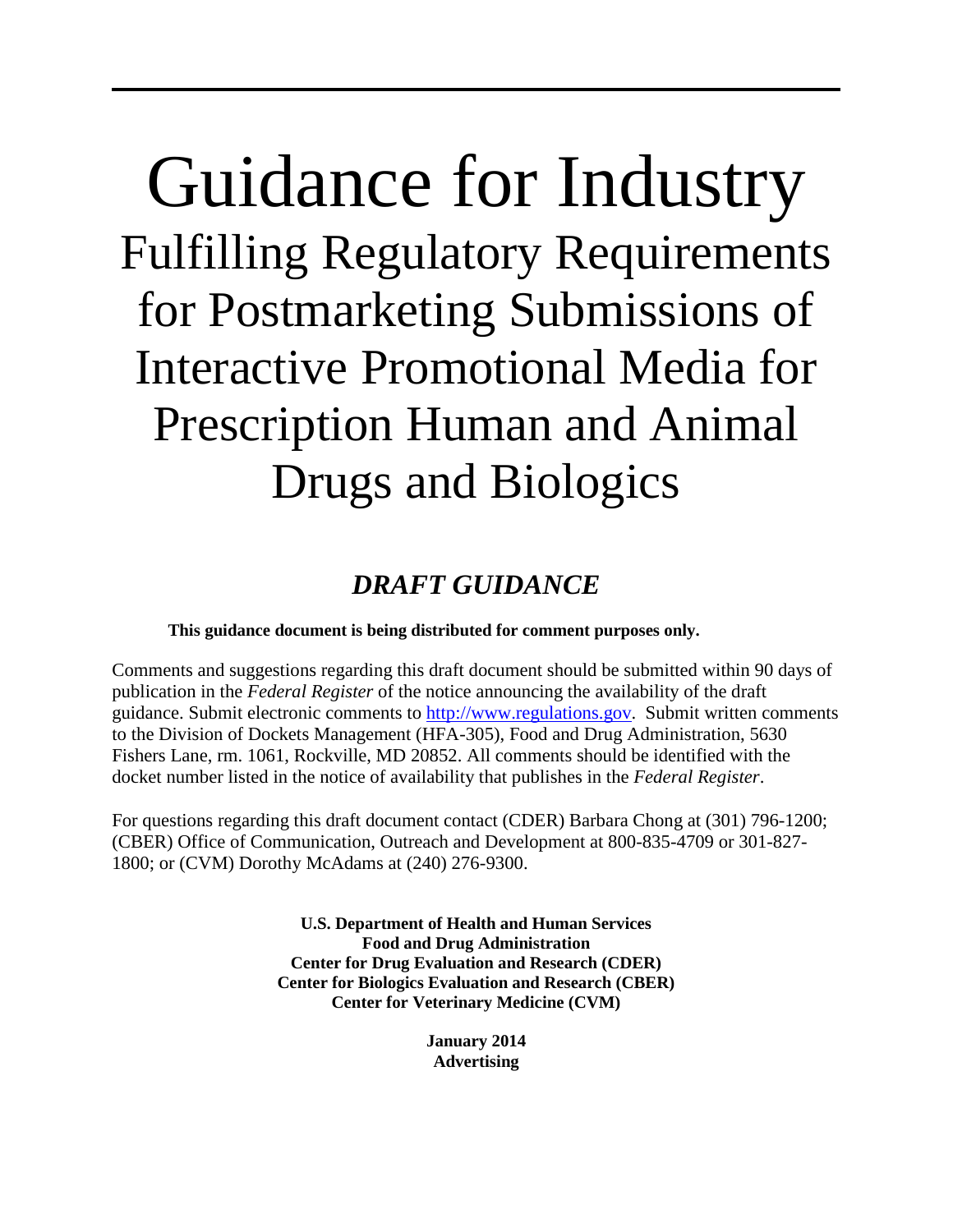# Guidance for Industry

## Fulfilling Regulatory Requirements for Postmarketing Submissions of Interactive Promotional Media for Prescription Human and Animal Drugs and Biologics

### *DRAFT GUIDANCE*

**This guidance document is being distributed for comment purposes only.**

Comments and suggestions regarding this draft document should be submitted within 90 days of publication in the *Federal Register* of the notice announcing the availability of the draft guidance. Submit electronic comments to http://www.regulations.gov. Submit written comments to the Division of Dockets Management (HFA-305), Food and Drug Administration, 5630 Fishers Lane, rm. 1061, Rockville, MD 20852. All comments should be identified with the docket number listed in the notice of availability that publishes in the *Federal Register*.

For questions regarding this draft document contact (CDER) Barbara Chong at (301) 796-1200; (CBER) Office of Communication, Outreach and Development at 800-835-4709 or 301-827-1800; or (CVM) Dorothy McAdams at (240) 276-9300.

**U.S. Department of Health and Human Services**
**Food and Drug Administration**
**Center for Drug Evaluation and Research (CDER)**
**Center for Biologics Evaluation and Research (CBER)**
**Center for Veterinary Medicine (CVM)**

**January 2014**
**Advertising**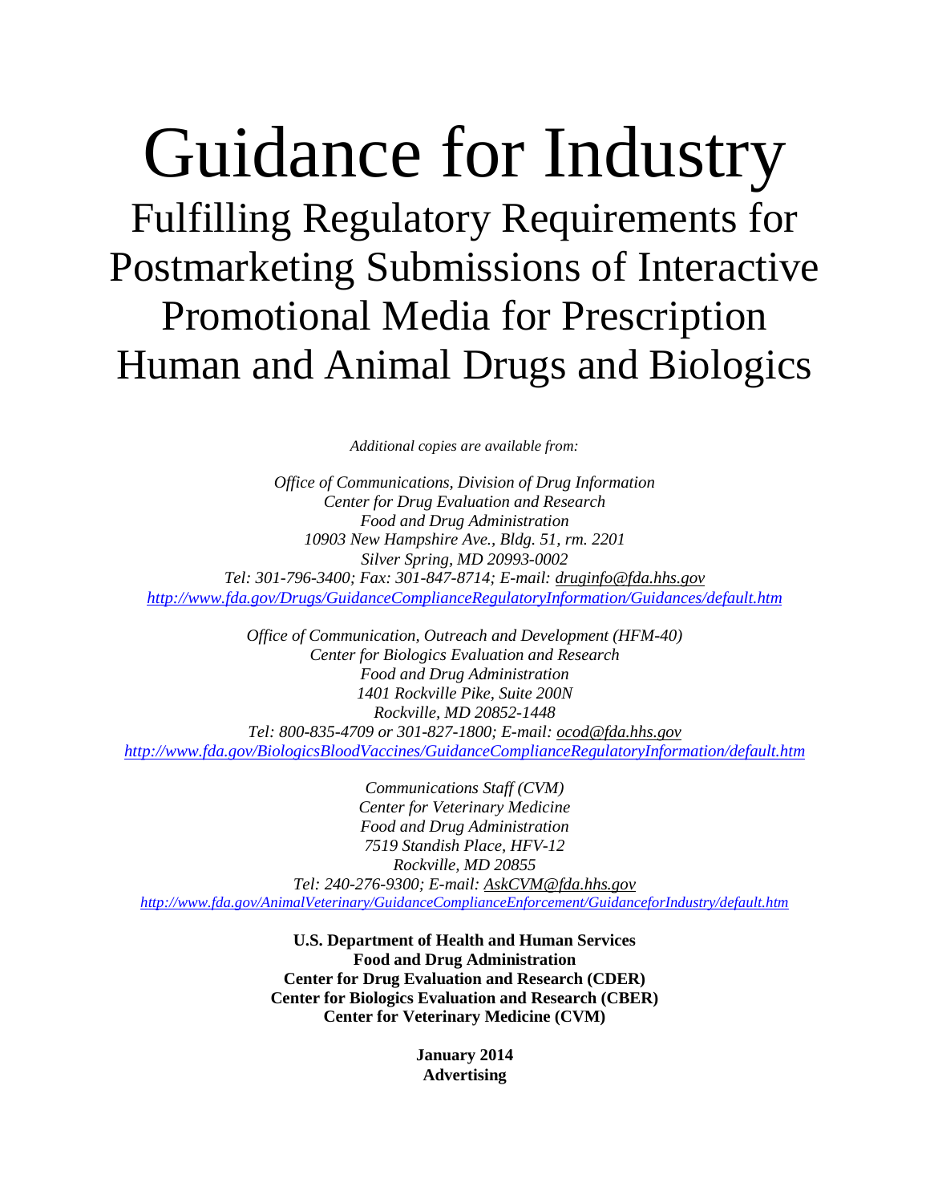# Guidance for Industry

## Fulfilling Regulatory Requirements for Postmarketing Submissions of Interactive Promotional Media for Prescription Human and Animal Drugs and Biologics

*Additional copies are available from:*

*Office of Communications, Division of Drug Information*
*Center for Drug Evaluation and Research*
*Food and Drug Administration*
*10903 New Hampshire Ave., Bldg. 51, rm. 2201*
*Silver Spring, MD 20993-0002*
*Tel: 301-796-3400; Fax: 301-847-8714; E-mail: druginfo@fda.hhs.gov*
*http://www.fda.gov/Drugs/GuidanceComplianceRegulatoryInformation/Guidances/default.htm*

*Office of Communication, Outreach and Development (HFM-40)*
*Center for Biologics Evaluation and Research*
*Food and Drug Administration*
*1401 Rockville Pike, Suite 200N*
*Rockville, MD 20852-1448*
*Tel: 800-835-4709 or 301-827-1800; E-mail: ocod@fda.hhs.gov*
*http://www.fda.gov/BiologicsBloodVaccines/GuidanceComplianceRegulatoryInformation/default.htm*

*Communications Staff (CVM)*
*Center for Veterinary Medicine*
*Food and Drug Administration*
*7519 Standish Place, HFV-12*
*Rockville, MD 20855*
*Tel: 240-276-9300; E-mail: AskCVM@fda.hhs.gov*
*http://www.fda.gov/AnimalVeterinary/GuidanceComplianceEnforcement/GuidanceforIndustry/default.htm*

**U.S. Department of Health and Human Services**
**Food and Drug Administration**
**Center for Drug Evaluation and Research (CDER)**
**Center for Biologics Evaluation and Research (CBER)**
**Center for Veterinary Medicine (CVM)**

**January 2014**
**Advertising**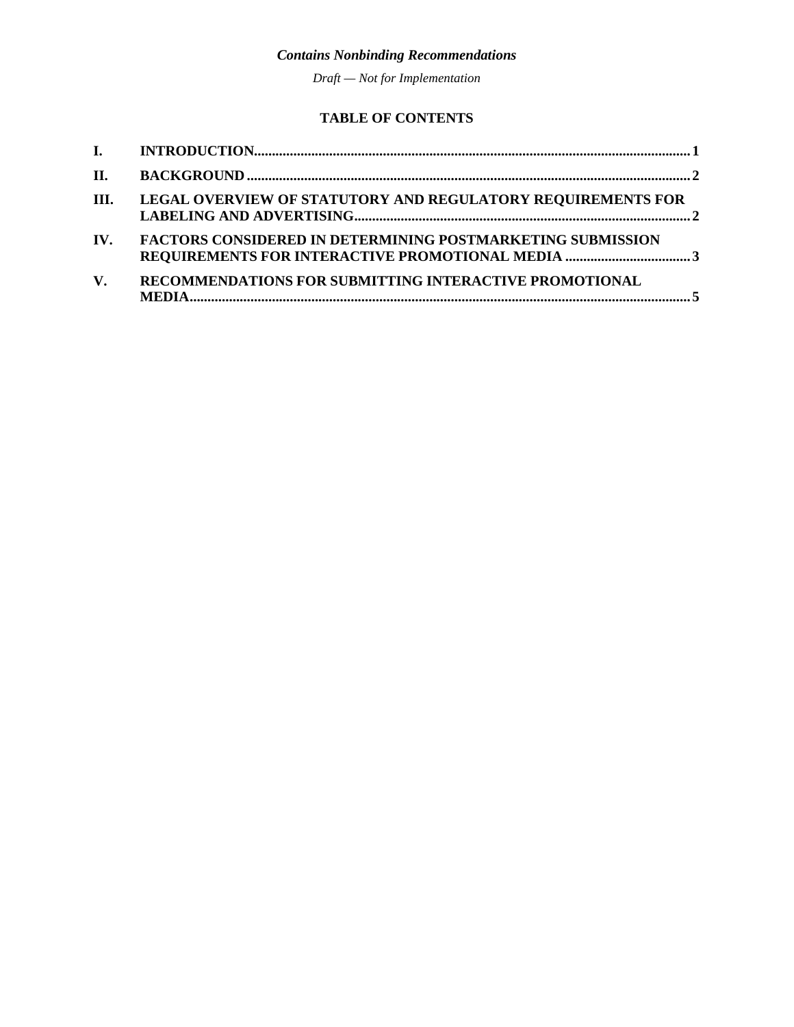## TABLE OF CONTENTS

| | | |
|---|---|---|
| **I.** | **INTRODUCTION** | **1** |
| **II.** | **BACKGROUND** | **2** |
| **III.** | **LEGAL OVERVIEW OF STATUTORY AND REGULATORY REQUIREMENTS FOR LABELING AND ADVERTISING** | **2** |
| **IV.** | **FACTORS CONSIDERED IN DETERMINING POSTMARKETING SUBMISSION REQUIREMENTS FOR INTERACTIVE PROMOTIONAL MEDIA** | **3** |
| **V.** | **RECOMMENDATIONS FOR SUBMITTING INTERACTIVE PROMOTIONAL MEDIA** | **5** |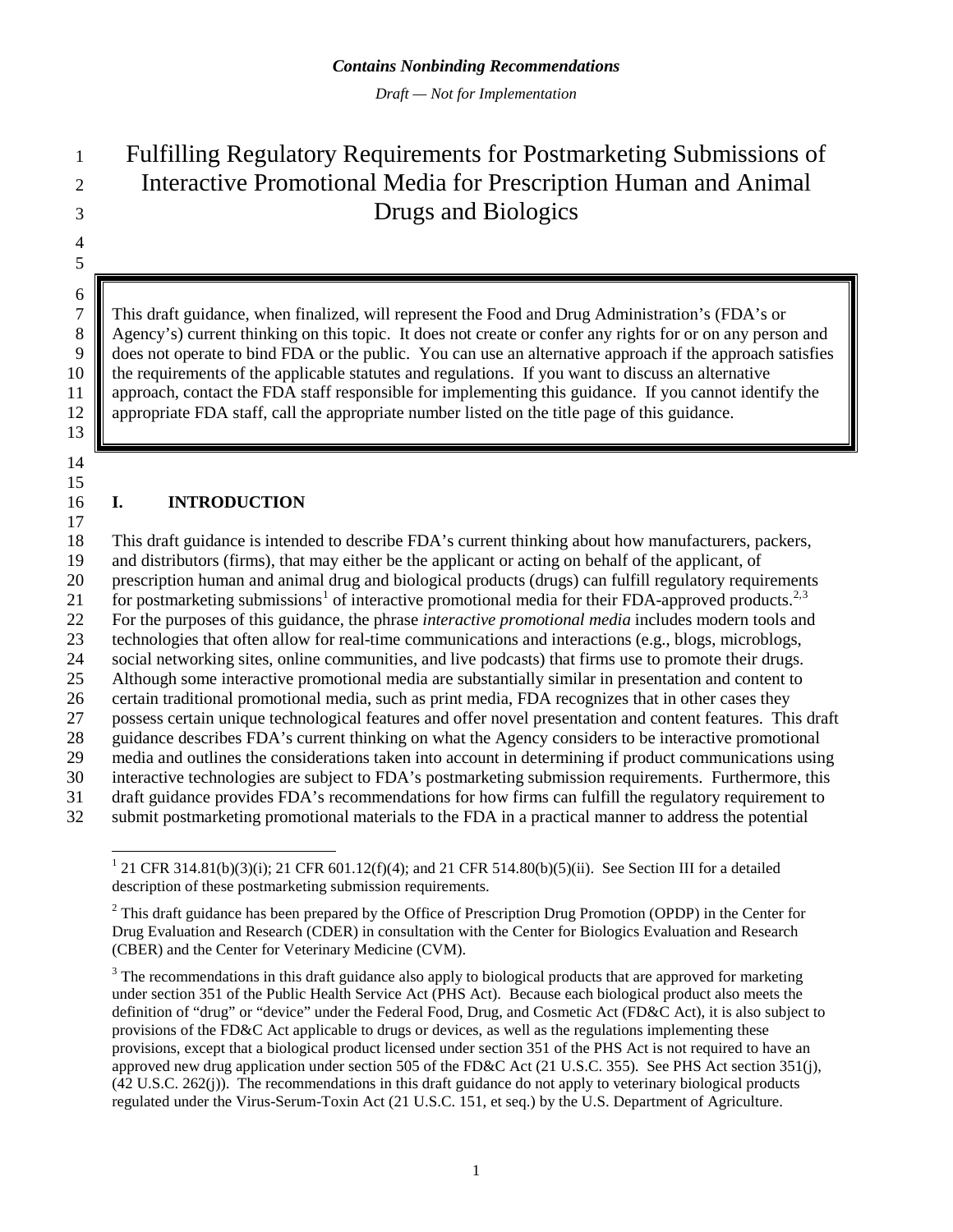*Contains Nonbinding Recommendations*

*Draft — Not for Implementation*

# Fulfilling Regulatory Requirements for Postmarketing Submissions of Interactive Promotional Media for Prescription Human and Animal Drugs and Biologics

> This draft guidance, when finalized, will represent the Food and Drug Administration's (FDA's or Agency's) current thinking on this topic. It does not create or confer any rights for or on any person and does not operate to bind FDA or the public. You can use an alternative approach if the approach satisfies the requirements of the applicable statutes and regulations. If you want to discuss an alternative approach, contact the FDA staff responsible for implementing this guidance. If you cannot identify the appropriate FDA staff, call the appropriate number listed on the title page of this guidance.

## I. INTRODUCTION

This draft guidance is intended to describe FDA's current thinking about how manufacturers, packers, and distributors (firms), that may either be the applicant or acting on behalf of the applicant, of prescription human and animal drug and biological products (drugs) can fulfill regulatory requirements for postmarketing submissions[1] of interactive promotional media for their FDA-approved products.[2,3] For the purposes of this guidance, the phrase *interactive promotional media* includes modern tools and technologies that often allow for real-time communications and interactions (e.g., blogs, microblogs, social networking sites, online communities, and live podcasts) that firms use to promote their drugs. Although some interactive promotional media are substantially similar in presentation and content to certain traditional promotional media, such as print media, FDA recognizes that in other cases they possess certain unique technological features and offer novel presentation and content features. This draft guidance describes FDA's current thinking on what the Agency considers to be interactive promotional media and outlines the considerations taken into account in determining if product communications using interactive technologies are subject to FDA's postmarketing submission requirements. Furthermore, this draft guidance provides FDA's recommendations for how firms can fulfill the regulatory requirement to submit postmarketing promotional materials to the FDA in a practical manner to address the potential

---

[1] 21 CFR 314.81(b)(3)(i); 21 CFR 601.12(f)(4); and 21 CFR 514.80(b)(5)(ii). See Section III for a detailed description of these postmarketing submission requirements.

[2] This draft guidance has been prepared by the Office of Prescription Drug Promotion (OPDP) in the Center for Drug Evaluation and Research (CDER) in consultation with the Center for Biologics Evaluation and Research (CBER) and the Center for Veterinary Medicine (CVM).

[3] The recommendations in this draft guidance also apply to biological products that are approved for marketing under section 351 of the Public Health Service Act (PHS Act). Because each biological product also meets the definition of "drug" or "device" under the Federal Food, Drug, and Cosmetic Act (FD&C Act), it is also subject to provisions of the FD&C Act applicable to drugs or devices, as well as the regulations implementing these provisions, except that a biological product licensed under section 351 of the PHS Act is not required to have an approved new drug application under section 505 of the FD&C Act (21 U.S.C. 355). See PHS Act section 351(j), (42 U.S.C. 262(j)). The recommendations in this draft guidance do not apply to veterinary biological products regulated under the Virus-Serum-Toxin Act (21 U.S.C. 151, et seq.) by the U.S. Department of Agriculture.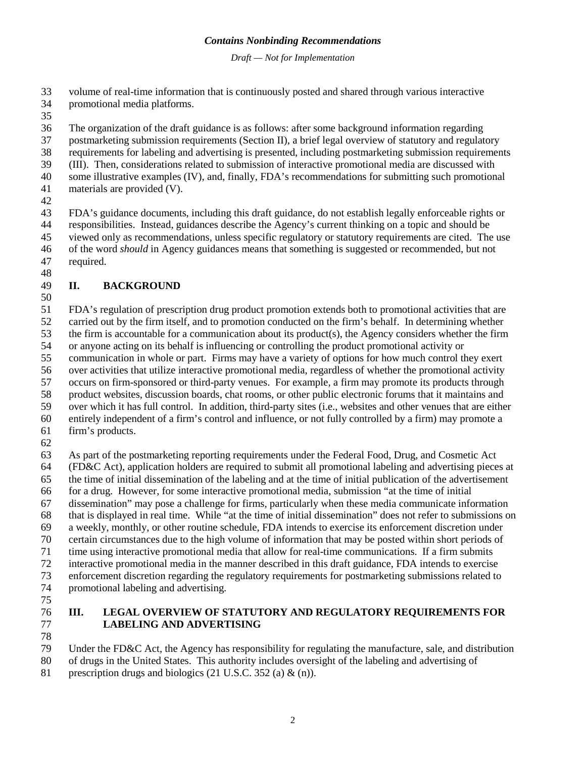volume of real-time information that is continuously posted and shared through various interactive promotional media platforms.

The organization of the draft guidance is as follows: after some background information regarding postmarketing submission requirements (Section II), a brief legal overview of statutory and regulatory requirements for labeling and advertising is presented, including postmarketing submission requirements (III). Then, considerations related to submission of interactive promotional media are discussed with some illustrative examples (IV), and, finally, FDA's recommendations for submitting such promotional materials are provided (V).

FDA's guidance documents, including this draft guidance, do not establish legally enforceable rights or responsibilities. Instead, guidances describe the Agency's current thinking on a topic and should be viewed only as recommendations, unless specific regulatory or statutory requirements are cited. The use of the word *should* in Agency guidances means that something is suggested or recommended, but not required.

## II. BACKGROUND

FDA's regulation of prescription drug product promotion extends both to promotional activities that are carried out by the firm itself, and to promotion conducted on the firm's behalf. In determining whether the firm is accountable for a communication about its product(s), the Agency considers whether the firm or anyone acting on its behalf is influencing or controlling the product promotional activity or communication in whole or part. Firms may have a variety of options for how much control they exert over activities that utilize interactive promotional media, regardless of whether the promotional activity occurs on firm-sponsored or third-party venues. For example, a firm may promote its products through product websites, discussion boards, chat rooms, or other public electronic forums that it maintains and over which it has full control. In addition, third-party sites (i.e., websites and other venues that are either entirely independent of a firm's control and influence, or not fully controlled by a firm) may promote a firm's products.

As part of the postmarketing reporting requirements under the Federal Food, Drug, and Cosmetic Act (FD&C Act), application holders are required to submit all promotional labeling and advertising pieces at the time of initial dissemination of the labeling and at the time of initial publication of the advertisement for a drug. However, for some interactive promotional media, submission "at the time of initial dissemination" may pose a challenge for firms, particularly when these media communicate information that is displayed in real time. While "at the time of initial dissemination" does not refer to submissions on a weekly, monthly, or other routine schedule, FDA intends to exercise its enforcement discretion under certain circumstances due to the high volume of information that may be posted within short periods of time using interactive promotional media that allow for real-time communications. If a firm submits interactive promotional media in the manner described in this draft guidance, FDA intends to exercise enforcement discretion regarding the regulatory requirements for postmarketing submissions related to promotional labeling and advertising.

## III. LEGAL OVERVIEW OF STATUTORY AND REGULATORY REQUIREMENTS FOR LABELING AND ADVERTISING

Under the FD&C Act, the Agency has responsibility for regulating the manufacture, sale, and distribution of drugs in the United States. This authority includes oversight of the labeling and advertising of prescription drugs and biologics (21 U.S.C. 352 (a) & (n)).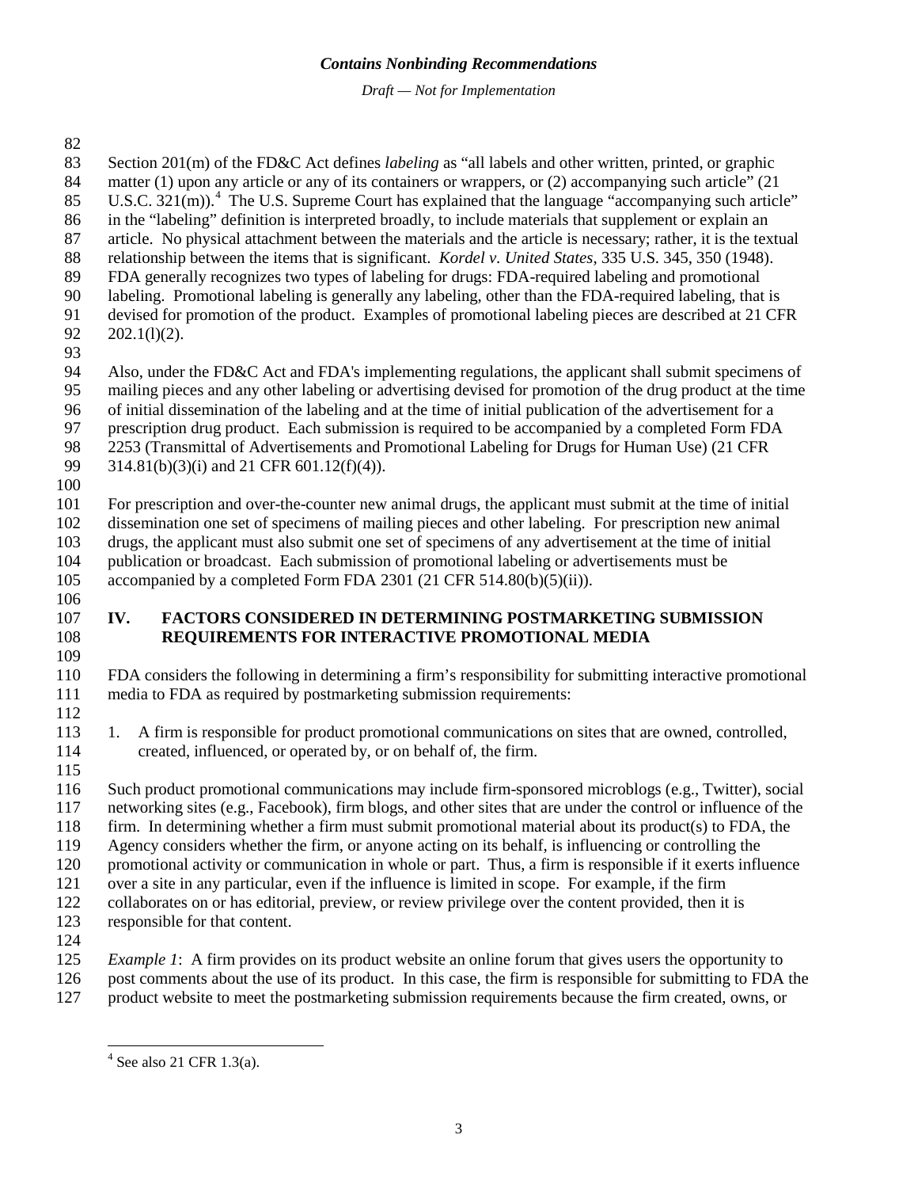Section 201(m) of the FD&C Act defines *labeling* as "all labels and other written, printed, or graphic matter (1) upon any article or any of its containers or wrappers, or (2) accompanying such article" (21 U.S.C. 321(m)).[4] The U.S. Supreme Court has explained that the language "accompanying such article" in the "labeling" definition is interpreted broadly, to include materials that supplement or explain an article. No physical attachment between the materials and the article is necessary; rather, it is the textual relationship between the items that is significant. *Kordel v. United States*, 335 U.S. 345, 350 (1948). FDA generally recognizes two types of labeling for drugs: FDA-required labeling and promotional labeling. Promotional labeling is generally any labeling, other than the FDA-required labeling, that is devised for promotion of the product. Examples of promotional labeling pieces are described at 21 CFR 202.1(l)(2).

Also, under the FD&C Act and FDA's implementing regulations, the applicant shall submit specimens of mailing pieces and any other labeling or advertising devised for promotion of the drug product at the time of initial dissemination of the labeling and at the time of initial publication of the advertisement for a prescription drug product. Each submission is required to be accompanied by a completed Form FDA 2253 (Transmittal of Advertisements and Promotional Labeling for Drugs for Human Use) (21 CFR 314.81(b)(3)(i) and 21 CFR 601.12(f)(4)).

For prescription and over-the-counter new animal drugs, the applicant must submit at the time of initial dissemination one set of specimens of mailing pieces and other labeling. For prescription new animal drugs, the applicant must also submit one set of specimens of any advertisement at the time of initial publication or broadcast. Each submission of promotional labeling or advertisements must be accompanied by a completed Form FDA 2301 (21 CFR 514.80(b)(5)(ii)).

## IV. FACTORS CONSIDERED IN DETERMINING POSTMARKETING SUBMISSION REQUIREMENTS FOR INTERACTIVE PROMOTIONAL MEDIA

FDA considers the following in determining a firm's responsibility for submitting interactive promotional media to FDA as required by postmarketing submission requirements:

1. A firm is responsible for product promotional communications on sites that are owned, controlled, created, influenced, or operated by, or on behalf of, the firm.

Such product promotional communications may include firm-sponsored microblogs (e.g., Twitter), social networking sites (e.g., Facebook), firm blogs, and other sites that are under the control or influence of the firm. In determining whether a firm must submit promotional material about its product(s) to FDA, the Agency considers whether the firm, or anyone acting on its behalf, is influencing or controlling the promotional activity or communication in whole or part. Thus, a firm is responsible if it exerts influence over a site in any particular, even if the influence is limited in scope. For example, if the firm collaborates on or has editorial, preview, or review privilege over the content provided, then it is responsible for that content.

*Example 1*: A firm provides on its product website an online forum that gives users the opportunity to post comments about the use of its product. In this case, the firm is responsible for submitting to FDA the product website to meet the postmarketing submission requirements because the firm created, owns, or

[4] See also 21 CFR 1.3(a).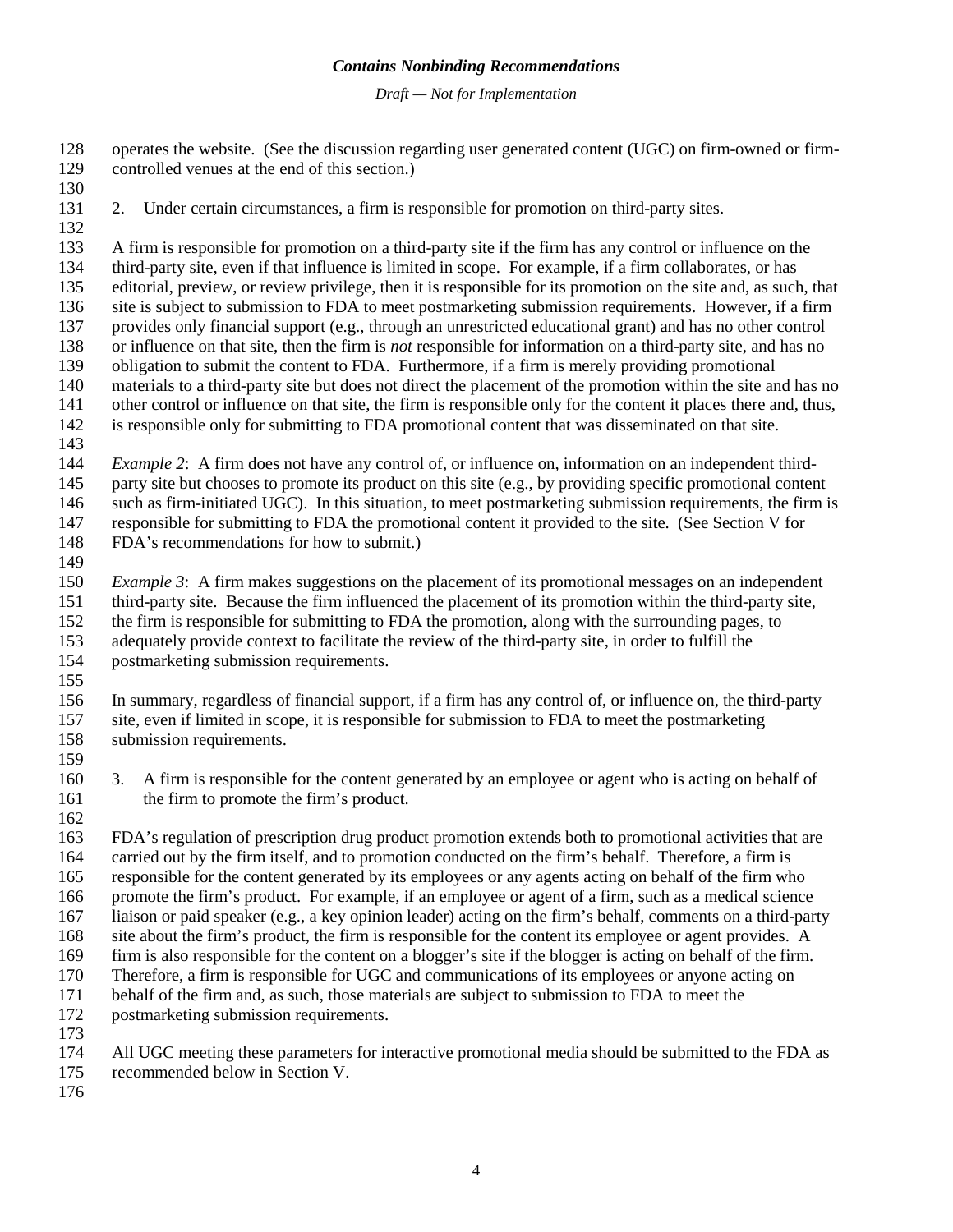operates the website. (See the discussion regarding user generated content (UGC) on firm-owned or firm-controlled venues at the end of this section.)

2. Under certain circumstances, a firm is responsible for promotion on third-party sites.

A firm is responsible for promotion on a third-party site if the firm has any control or influence on the third-party site, even if that influence is limited in scope. For example, if a firm collaborates, or has editorial, preview, or review privilege, then it is responsible for its promotion on the site and, as such, that site is subject to submission to FDA to meet postmarketing submission requirements. However, if a firm provides only financial support (e.g., through an unrestricted educational grant) and has no other control or influence on that site, then the firm is *not* responsible for information on a third-party site, and has no obligation to submit the content to FDA. Furthermore, if a firm is merely providing promotional materials to a third-party site but does not direct the placement of the promotion within the site and has no other control or influence on that site, the firm is responsible only for the content it places there and, thus, is responsible only for submitting to FDA promotional content that was disseminated on that site.

*Example 2*: A firm does not have any control of, or influence on, information on an independent third-party site but chooses to promote its product on this site (e.g., by providing specific promotional content such as firm-initiated UGC). In this situation, to meet postmarketing submission requirements, the firm is responsible for submitting to FDA the promotional content it provided to the site. (See Section V for FDA's recommendations for how to submit.)

*Example 3*: A firm makes suggestions on the placement of its promotional messages on an independent third-party site. Because the firm influenced the placement of its promotion within the third-party site, the firm is responsible for submitting to FDA the promotion, along with the surrounding pages, to adequately provide context to facilitate the review of the third-party site, in order to fulfill the postmarketing submission requirements.

In summary, regardless of financial support, if a firm has any control of, or influence on, the third-party site, even if limited in scope, it is responsible for submission to FDA to meet the postmarketing submission requirements.

3. A firm is responsible for the content generated by an employee or agent who is acting on behalf of the firm to promote the firm's product.

FDA's regulation of prescription drug product promotion extends both to promotional activities that are carried out by the firm itself, and to promotion conducted on the firm's behalf. Therefore, a firm is responsible for the content generated by its employees or any agents acting on behalf of the firm who promote the firm's product. For example, if an employee or agent of a firm, such as a medical science liaison or paid speaker (e.g., a key opinion leader) acting on the firm's behalf, comments on a third-party site about the firm's product, the firm is responsible for the content its employee or agent provides. A firm is also responsible for the content on a blogger's site if the blogger is acting on behalf of the firm. Therefore, a firm is responsible for UGC and communications of its employees or anyone acting on behalf of the firm and, as such, those materials are subject to submission to FDA to meet the postmarketing submission requirements.

All UGC meeting these parameters for interactive promotional media should be submitted to the FDA as recommended below in Section V.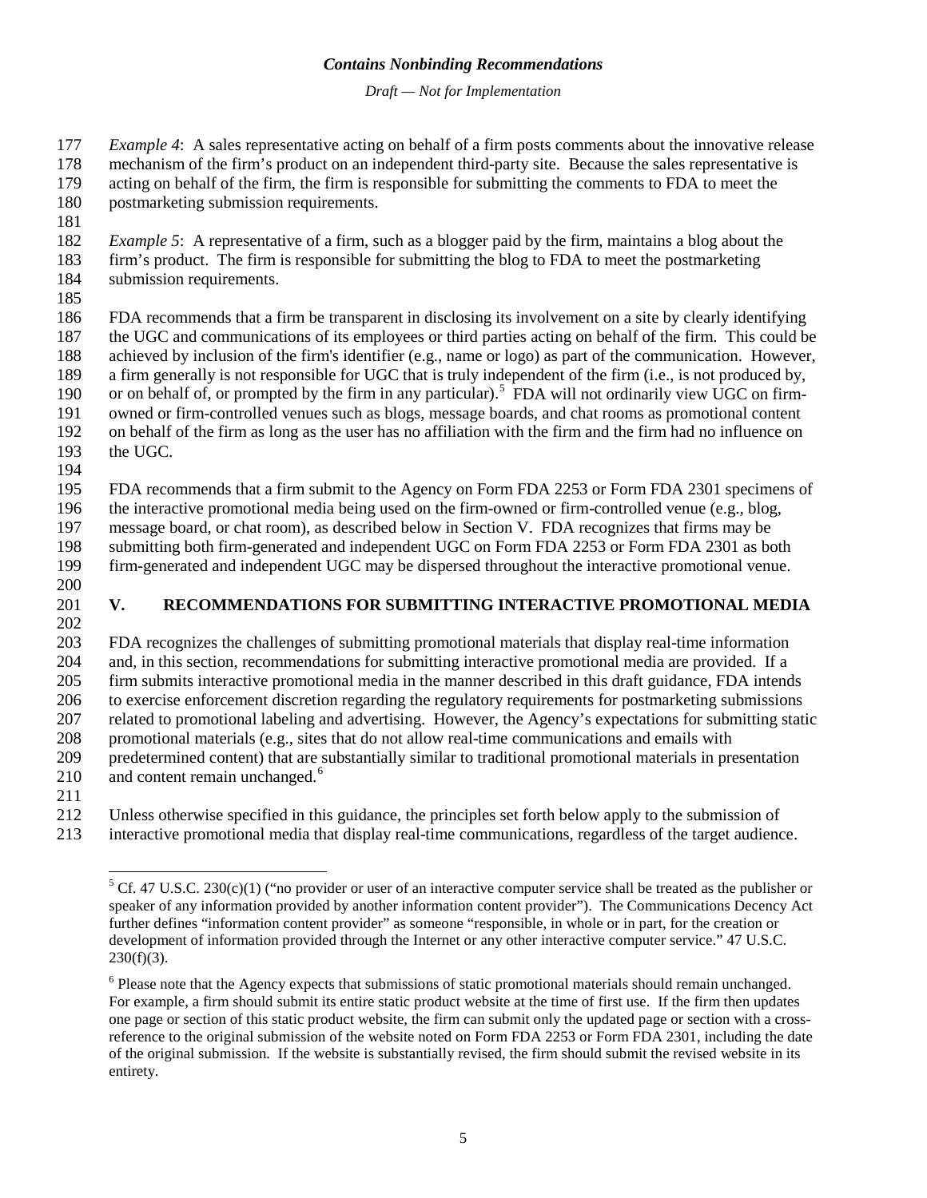*Example 4*: A sales representative acting on behalf of a firm posts comments about the innovative release mechanism of the firm's product on an independent third-party site. Because the sales representative is acting on behalf of the firm, the firm is responsible for submitting the comments to FDA to meet the postmarketing submission requirements.

*Example 5*: A representative of a firm, such as a blogger paid by the firm, maintains a blog about the firm's product. The firm is responsible for submitting the blog to FDA to meet the postmarketing submission requirements.

FDA recommends that a firm be transparent in disclosing its involvement on a site by clearly identifying the UGC and communications of its employees or third parties acting on behalf of the firm. This could be achieved by inclusion of the firm's identifier (e.g., name or logo) as part of the communication. However, a firm generally is not responsible for UGC that is truly independent of the firm (i.e., is not produced by, or on behalf of, or prompted by the firm in any particular).[5] FDA will not ordinarily view UGC on firm-owned or firm-controlled venues such as blogs, message boards, and chat rooms as promotional content on behalf of the firm as long as the user has no affiliation with the firm and the firm had no influence on the UGC.

FDA recommends that a firm submit to the Agency on Form FDA 2253 or Form FDA 2301 specimens of the interactive promotional media being used on the firm-owned or firm-controlled venue (e.g., blog, message board, or chat room), as described below in Section V. FDA recognizes that firms may be submitting both firm-generated and independent UGC on Form FDA 2253 or Form FDA 2301 as both firm-generated and independent UGC may be dispersed throughout the interactive promotional venue.

## V. RECOMMENDATIONS FOR SUBMITTING INTERACTIVE PROMOTIONAL MEDIA

FDA recognizes the challenges of submitting promotional materials that display real-time information and, in this section, recommendations for submitting interactive promotional media are provided. If a firm submits interactive promotional media in the manner described in this draft guidance, FDA intends to exercise enforcement discretion regarding the regulatory requirements for postmarketing submissions related to promotional labeling and advertising. However, the Agency's expectations for submitting static promotional materials (e.g., sites that do not allow real-time communications and emails with predetermined content) that are substantially similar to traditional promotional materials in presentation and content remain unchanged.[6]

Unless otherwise specified in this guidance, the principles set forth below apply to the submission of interactive promotional media that display real-time communications, regardless of the target audience.

---

[5] Cf. 47 U.S.C. 230(c)(1) ("no provider or user of an interactive computer service shall be treated as the publisher or speaker of any information provided by another information content provider"). The Communications Decency Act further defines "information content provider" as someone "responsible, in whole or in part, for the creation or development of information provided through the Internet or any other interactive computer service." 47 U.S.C. 230(f)(3).

[6] Please note that the Agency expects that submissions of static promotional materials should remain unchanged. For example, a firm should submit its entire static product website at the time of first use. If the firm then updates one page or section of this static product website, the firm can submit only the updated page or section with a cross-reference to the original submission of the website noted on Form FDA 2253 or Form FDA 2301, including the date of the original submission. If the website is substantially revised, the firm should submit the revised website in its entirety.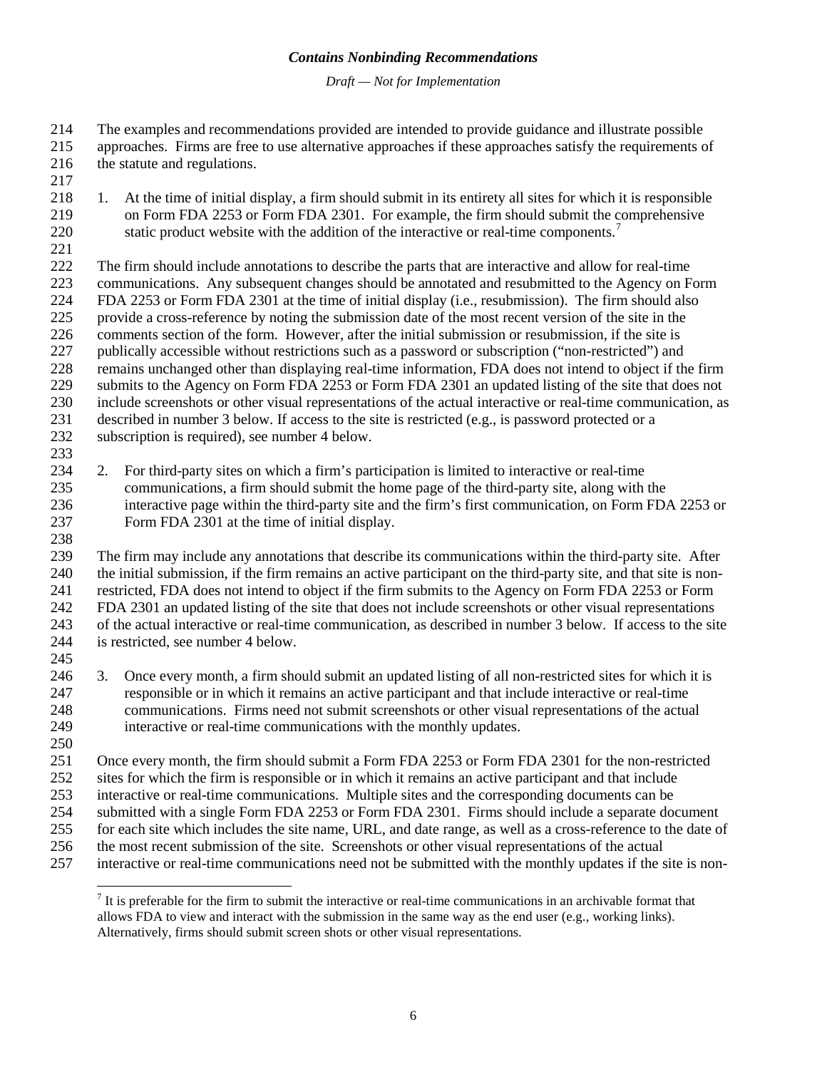The examples and recommendations provided are intended to provide guidance and illustrate possible approaches. Firms are free to use alternative approaches if these approaches satisfy the requirements of the statute and regulations.

1. At the time of initial display, a firm should submit in its entirety all sites for which it is responsible on Form FDA 2253 or Form FDA 2301. For example, the firm should submit the comprehensive static product website with the addition of the interactive or real-time components.[7]

The firm should include annotations to describe the parts that are interactive and allow for real-time communications. Any subsequent changes should be annotated and resubmitted to the Agency on Form FDA 2253 or Form FDA 2301 at the time of initial display (i.e., resubmission). The firm should also provide a cross-reference by noting the submission date of the most recent version of the site in the comments section of the form. However, after the initial submission or resubmission, if the site is publically accessible without restrictions such as a password or subscription ("non-restricted") and remains unchanged other than displaying real-time information, FDA does not intend to object if the firm submits to the Agency on Form FDA 2253 or Form FDA 2301 an updated listing of the site that does not include screenshots or other visual representations of the actual interactive or real-time communication, as described in number 3 below. If access to the site is restricted (e.g., is password protected or a subscription is required), see number 4 below.

2. For third-party sites on which a firm's participation is limited to interactive or real-time communications, a firm should submit the home page of the third-party site, along with the interactive page within the third-party site and the firm's first communication, on Form FDA 2253 or Form FDA 2301 at the time of initial display.

The firm may include any annotations that describe its communications within the third-party site. After the initial submission, if the firm remains an active participant on the third-party site, and that site is non-restricted, FDA does not intend to object if the firm submits to the Agency on Form FDA 2253 or Form FDA 2301 an updated listing of the site that does not include screenshots or other visual representations of the actual interactive or real-time communication, as described in number 3 below. If access to the site is restricted, see number 4 below.

3. Once every month, a firm should submit an updated listing of all non-restricted sites for which it is responsible or in which it remains an active participant and that include interactive or real-time communications. Firms need not submit screenshots or other visual representations of the actual interactive or real-time communications with the monthly updates.

Once every month, the firm should submit a Form FDA 2253 or Form FDA 2301 for the non-restricted sites for which the firm is responsible or in which it remains an active participant and that include interactive or real-time communications. Multiple sites and the corresponding documents can be submitted with a single Form FDA 2253 or Form FDA 2301. Firms should include a separate document for each site which includes the site name, URL, and date range, as well as a cross-reference to the date of the most recent submission of the site. Screenshots or other visual representations of the actual interactive or real-time communications need not be submitted with the monthly updates if the site is non-

[7] It is preferable for the firm to submit the interactive or real-time communications in an archivable format that allows FDA to view and interact with the submission in the same way as the end user (e.g., working links). Alternatively, firms should submit screen shots or other visual representations.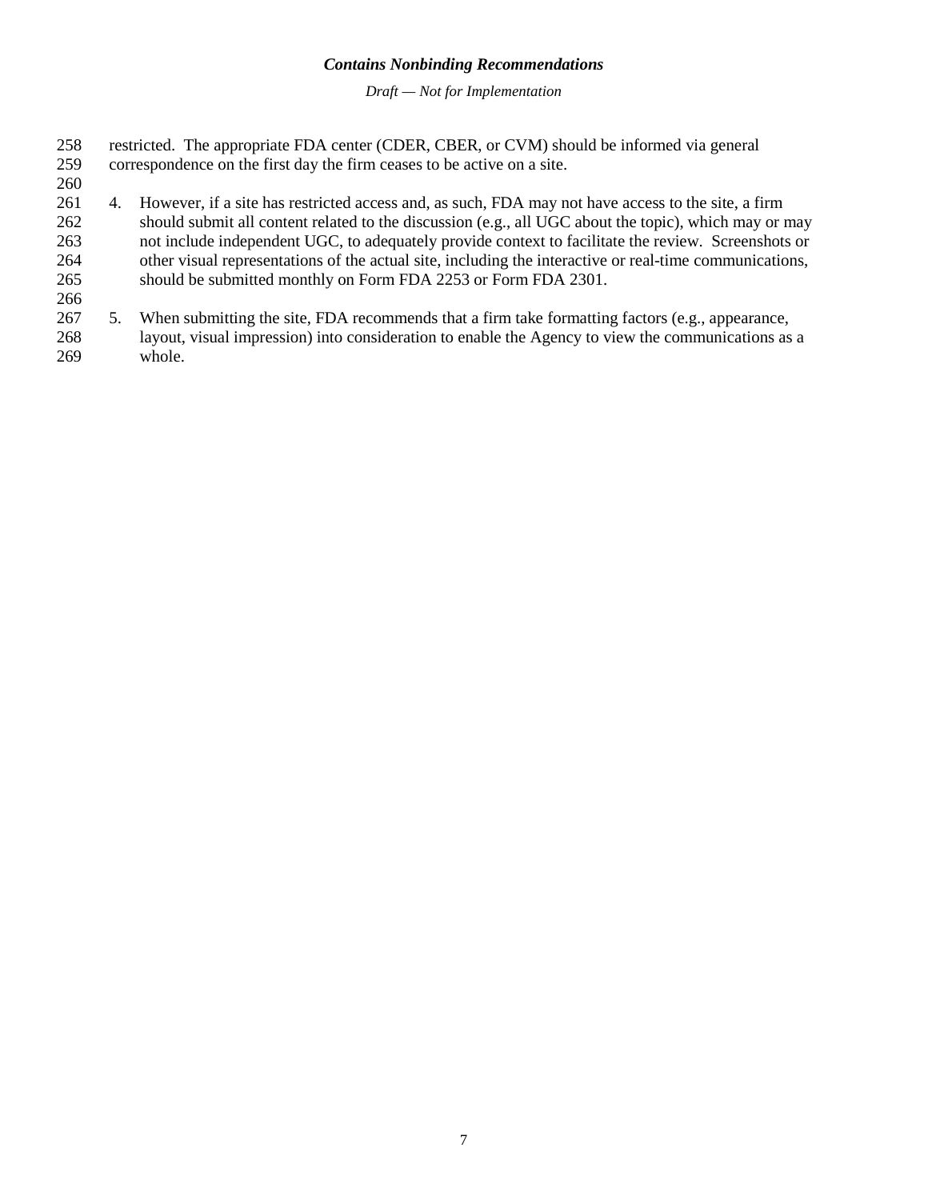restricted. The appropriate FDA center (CDER, CBER, or CVM) should be informed via general correspondence on the first day the firm ceases to be active on a site.

4. However, if a site has restricted access and, as such, FDA may not have access to the site, a firm should submit all content related to the discussion (e.g., all UGC about the topic), which may or may not include independent UGC, to adequately provide context to facilitate the review. Screenshots or other visual representations of the actual site, including the interactive or real-time communications, should be submitted monthly on Form FDA 2253 or Form FDA 2301.

5. When submitting the site, FDA recommends that a firm take formatting factors (e.g., appearance, layout, visual impression) into consideration to enable the Agency to view the communications as a whole.